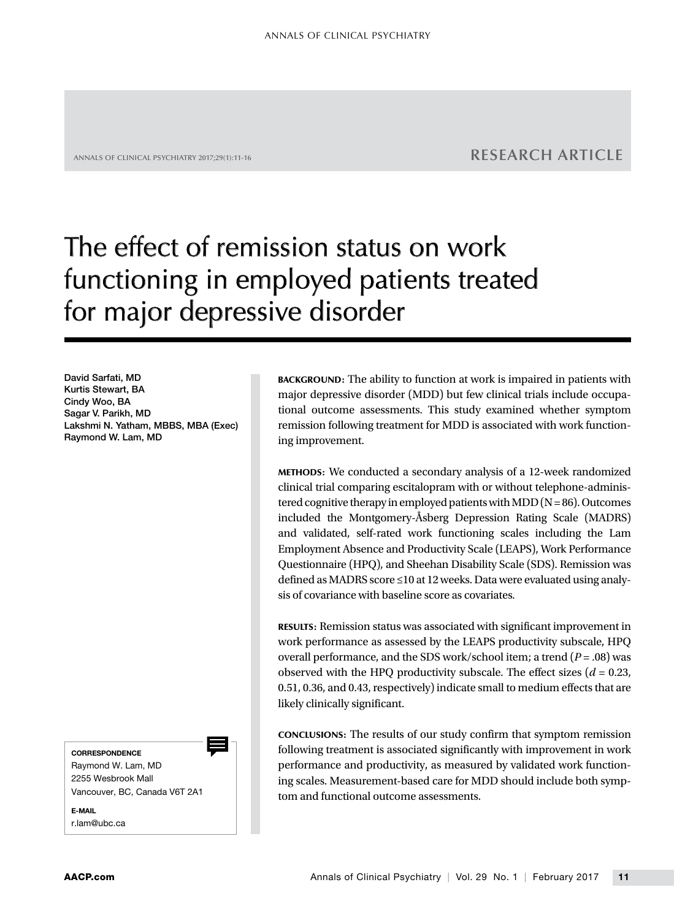RESEARCH ARTICLE

# The effect of remission status on work functioning in employed patients treated for major depressive disorder

David Sarfati, MD
Kurtis Stewart, BA
Cindy Woo, BA
Sagar V. Parikh, MD
Lakshmi N. Yatham, MBBS, MBA (Exec)
Raymond W. Lam, MD

**BACKGROUND:** The ability to function at work is impaired in patients with major depressive disorder (MDD) but few clinical trials include occupational outcome assessments. This study examined whether symptom remission following treatment for MDD is associated with work functioning improvement.

**METHODS:** We conducted a secondary analysis of a 12-week randomized clinical trial comparing escitalopram with or without telephone-administered cognitive therapy in employed patients with MDD (N = 86). Outcomes included the Montgomery-Åsberg Depression Rating Scale (MADRS) and validated, self-rated work functioning scales including the Lam Employment Absence and Productivity Scale (LEAPS), Work Performance Questionnaire (HPQ), and Sheehan Disability Scale (SDS). Remission was defined as MADRS score ≤10 at 12 weeks. Data were evaluated using analysis of covariance with baseline score as covariates.

**RESULTS:** Remission status was associated with significant improvement in work performance as assessed by the LEAPS productivity subscale, HPQ overall performance, and the SDS work/school item; a trend ($P = .08$) was observed with the HPQ productivity subscale. The effect sizes ($d = 0.23$, 0.51, 0.36, and 0.43, respectively) indicate small to medium effects that are likely clinically significant.

**CONCLUSIONS:** The results of our study confirm that symptom remission following treatment is associated significantly with improvement in work performance and productivity, as measured by validated work functioning scales. Measurement-based care for MDD should include both symptom and functional outcome assessments.

**CORRESPONDENCE**
Raymond W. Lam, MD
2255 Wesbrook Mall
Vancouver, BC, Canada V6T 2A1

**E-MAIL**
r.lam@ubc.ca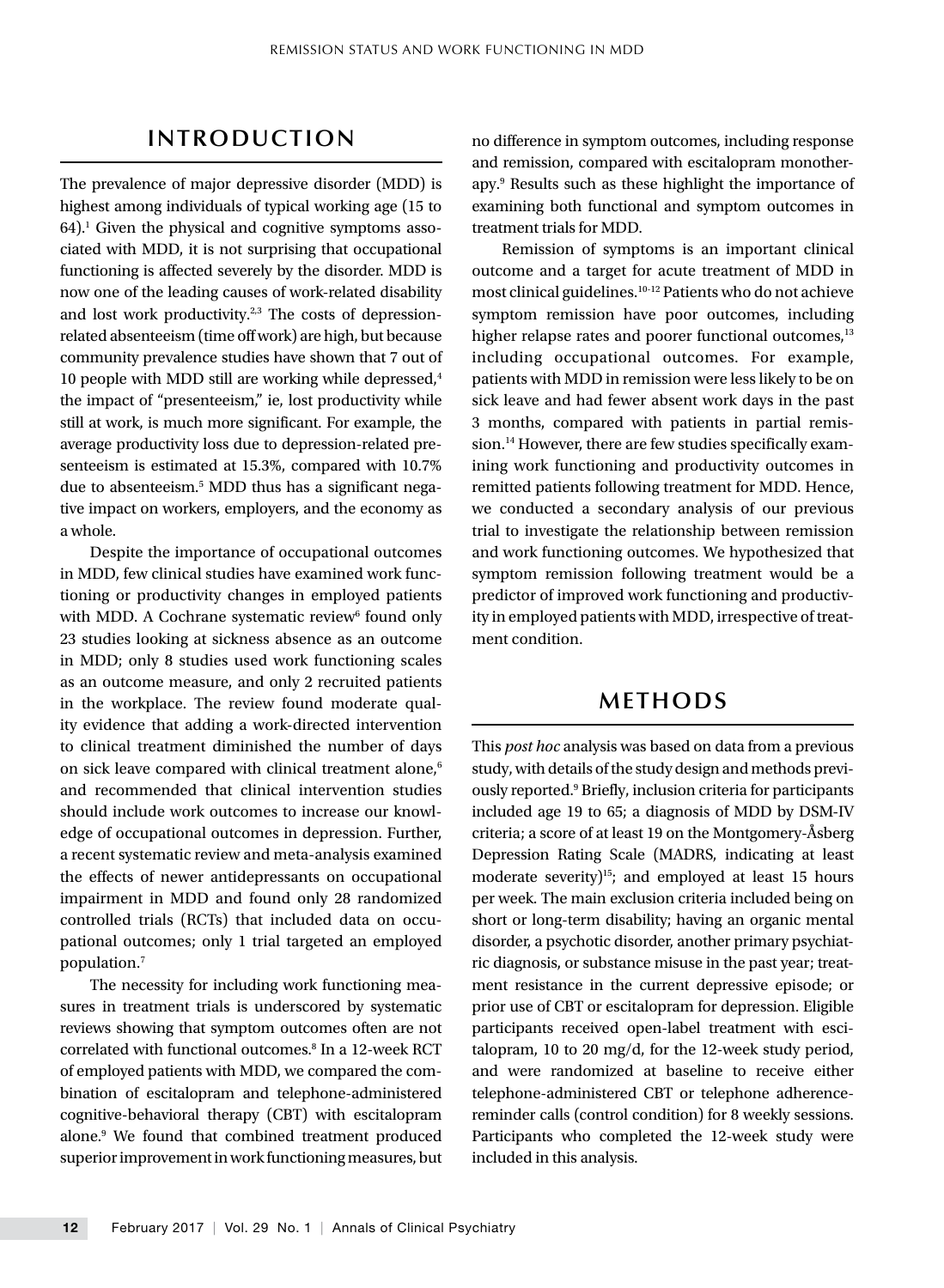## INTRODUCTION

The prevalence of major depressive disorder (MDD) is highest among individuals of typical working age (15 to 64).[1] Given the physical and cognitive symptoms associated with MDD, it is not surprising that occupational functioning is affected severely by the disorder. MDD is now one of the leading causes of work-related disability and lost work productivity.[2,3] The costs of depression-related absenteeism (time off work) are high, but because community prevalence studies have shown that 7 out of 10 people with MDD still are working while depressed,[4] the impact of "presenteeism," ie, lost productivity while still at work, is much more significant. For example, the average productivity loss due to depression-related presenteeism is estimated at 15.3%, compared with 10.7% due to absenteeism.[5] MDD thus has a significant negative impact on workers, employers, and the economy as a whole.

Despite the importance of occupational outcomes in MDD, few clinical studies have examined work functioning or productivity changes in employed patients with MDD. A Cochrane systematic review[6] found only 23 studies looking at sickness absence as an outcome in MDD; only 8 studies used work functioning scales as an outcome measure, and only 2 recruited patients in the workplace. The review found moderate quality evidence that adding a work-directed intervention to clinical treatment diminished the number of days on sick leave compared with clinical treatment alone,[6] and recommended that clinical intervention studies should include work outcomes to increase our knowledge of occupational outcomes in depression. Further, a recent systematic review and meta-analysis examined the effects of newer antidepressants on occupational impairment in MDD and found only 28 randomized controlled trials (RCTs) that included data on occupational outcomes; only 1 trial targeted an employed population.[7]

The necessity for including work functioning measures in treatment trials is underscored by systematic reviews showing that symptom outcomes often are not correlated with functional outcomes.[8] In a 12-week RCT of employed patients with MDD, we compared the combination of escitalopram and telephone-administered cognitive-behavioral therapy (CBT) with escitalopram alone.[9] We found that combined treatment produced superior improvement in work functioning measures, but no difference in symptom outcomes, including response and remission, compared with escitalopram monotherapy.[9] Results such as these highlight the importance of examining both functional and symptom outcomes in treatment trials for MDD.

Remission of symptoms is an important clinical outcome and a target for acute treatment of MDD in most clinical guidelines.[10-12] Patients who do not achieve symptom remission have poor outcomes, including higher relapse rates and poorer functional outcomes,[13] including occupational outcomes. For example, patients with MDD in remission were less likely to be on sick leave and had fewer absent work days in the past 3 months, compared with patients in partial remission.[14] However, there are few studies specifically examining work functioning and productivity outcomes in remitted patients following treatment for MDD. Hence, we conducted a secondary analysis of our previous trial to investigate the relationship between remission and work functioning outcomes. We hypothesized that symptom remission following treatment would be a predictor of improved work functioning and productivity in employed patients with MDD, irrespective of treatment condition.

## METHODS

This *post hoc* analysis was based on data from a previous study, with details of the study design and methods previously reported.[9] Briefly, inclusion criteria for participants included age 19 to 65; a diagnosis of MDD by DSM-IV criteria; a score of at least 19 on the Montgomery-Åsberg Depression Rating Scale (MADRS, indicating at least moderate severity)[15]; and employed at least 15 hours per week. The main exclusion criteria included being on short or long-term disability; having an organic mental disorder, a psychotic disorder, another primary psychiatric diagnosis, or substance misuse in the past year; treatment resistance in the current depressive episode; or prior use of CBT or escitalopram for depression. Eligible participants received open-label treatment with escitalopram, 10 to 20 mg/d, for the 12-week study period, and were randomized at baseline to receive either telephone-administered CBT or telephone adherence-reminder calls (control condition) for 8 weekly sessions. Participants who completed the 12-week study were included in this analysis.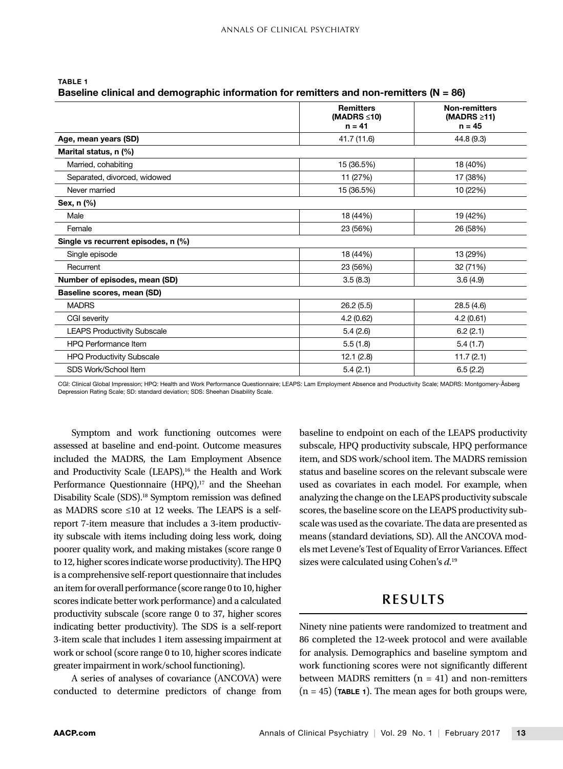**TABLE 1**

**Baseline clinical and demographic information for remitters and non-remitters (N = 86)**

| | Remitters (MADRS ≤10) n = 41 | Non-remitters (MADRS ≥11) n = 45 |
|---|---|---|
| **Age, mean years (SD)** | 41.7 (11.6) | 44.8 (9.3) |
| **Marital status, n (%)** | | |
| Married, cohabiting | 15 (36.5%) | 18 (40%) |
| Separated, divorced, widowed | 11 (27%) | 17 (38%) |
| Never married | 15 (36.5%) | 10 (22%) |
| **Sex, n (%)** | | |
| Male | 18 (44%) | 19 (42%) |
| Female | 23 (56%) | 26 (58%) |
| **Single vs recurrent episodes, n (%)** | | |
| Single episode | 18 (44%) | 13 (29%) |
| Recurrent | 23 (56%) | 32 (71%) |
| **Number of episodes, mean (SD)** | 3.5 (8.3) | 3.6 (4.9) |
| **Baseline scores, mean (SD)** | | |
| MADRS | 26.2 (5.5) | 28.5 (4.6) |
| CGI severity | 4.2 (0.62) | 4.2 (0.61) |
| LEAPS Productivity Subscale | 5.4 (2.6) | 6.2 (2.1) |
| HPQ Performance Item | 5.5 (1.8) | 5.4 (1.7) |
| HPQ Productivity Subscale | 12.1 (2.8) | 11.7 (2.1) |
| SDS Work/School Item | 5.4 (2.1) | 6.5 (2.2) |

CGI: Clinical Global Impression; HPQ: Health and Work Performance Questionnaire; LEAPS: Lam Employment Absence and Productivity Scale; MADRS: Montgomery-Åsberg Depression Rating Scale; SD: standard deviation; SDS: Sheehan Disability Scale.

Symptom and work functioning outcomes were assessed at baseline and end-point. Outcome measures included the MADRS, the Lam Employment Absence and Productivity Scale (LEAPS),[16] the Health and Work Performance Questionnaire (HPQ),[17] and the Sheehan Disability Scale (SDS).[18] Symptom remission was defined as MADRS score ≤10 at 12 weeks. The LEAPS is a self-report 7-item measure that includes a 3-item productivity subscale with items including doing less work, doing poorer quality work, and making mistakes (score range 0 to 12, higher scores indicate worse productivity). The HPQ is a comprehensive self-report questionnaire that includes an item for overall performance (score range 0 to 10, higher scores indicate better work performance) and a calculated productivity subscale (score range 0 to 37, higher scores indicating better productivity). The SDS is a self-report 3-item scale that includes 1 item assessing impairment at work or school (score range 0 to 10, higher scores indicate greater impairment in work/school functioning).

A series of analyses of covariance (ANCOVA) were conducted to determine predictors of change from baseline to endpoint on each of the LEAPS productivity subscale, HPQ productivity subscale, HPQ performance item, and SDS work/school item. The MADRS remission status and baseline scores on the relevant subscale were used as covariates in each model. For example, when analyzing the change on the LEAPS productivity subscale scores, the baseline score on the LEAPS productivity subscale was used as the covariate. The data are presented as means (standard deviations, SD). All the ANCOVA models met Levene's Test of Equality of Error Variances. Effect sizes were calculated using Cohen's *d*.[19]

## RESULTS

Ninety nine patients were randomized to treatment and 86 completed the 12-week protocol and were available for analysis. Demographics and baseline symptom and work functioning scores were not significantly different between MADRS remitters (n = 41) and non-remitters (n = 45) (**TABLE 1**). The mean ages for both groups were,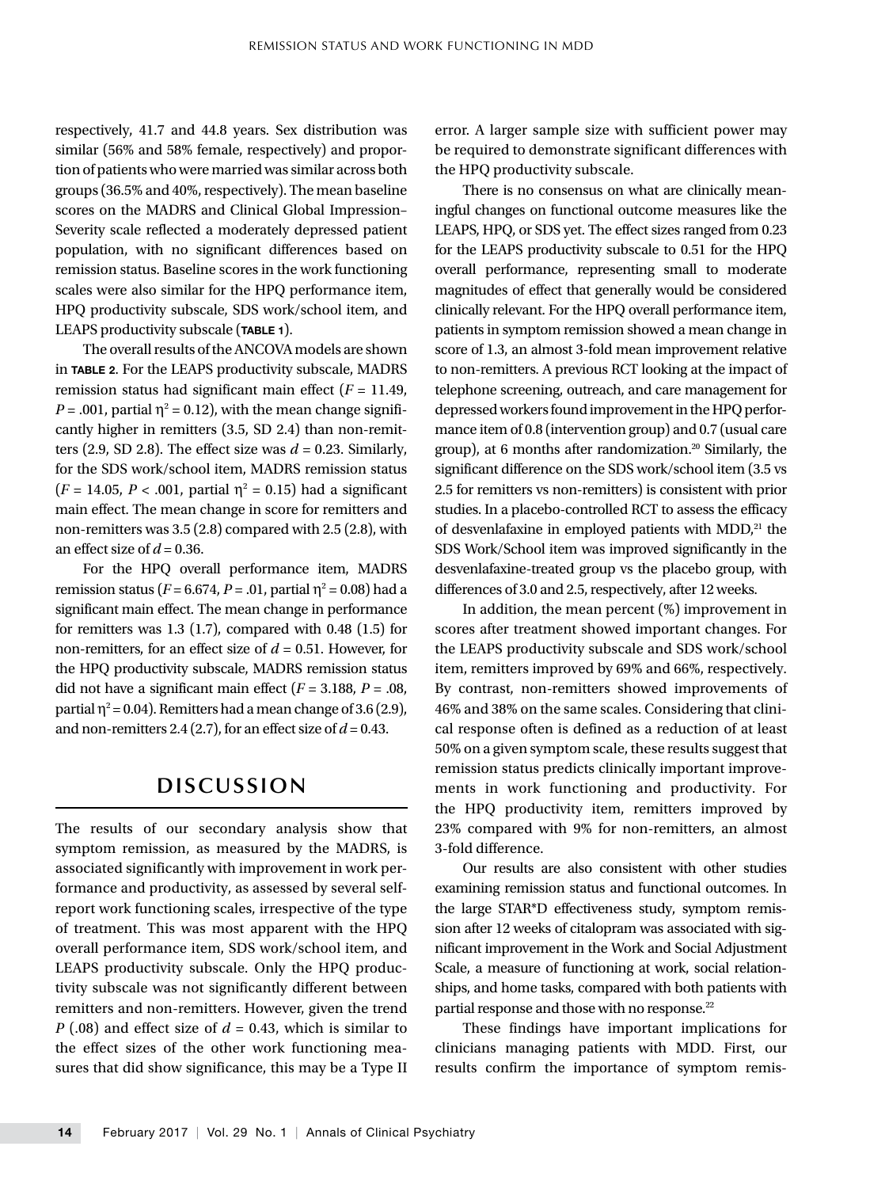respectively, 41.7 and 44.8 years. Sex distribution was similar (56% and 58% female, respectively) and proportion of patients who were married was similar across both groups (36.5% and 40%, respectively). The mean baseline scores on the MADRS and Clinical Global Impression–Severity scale reflected a moderately depressed patient population, with no significant differences based on remission status. Baseline scores in the work functioning scales were also similar for the HPQ performance item, HPQ productivity subscale, SDS work/school item, and LEAPS productivity subscale (**TABLE 1**).

The overall results of the ANCOVA models are shown in **TABLE 2**. For the LEAPS productivity subscale, MADRS remission status had significant main effect ($F = 11.49$, $P = .001$, partial $\eta^2 = 0.12$), with the mean change significantly higher in remitters (3.5, SD 2.4) than non-remitters (2.9, SD 2.8). The effect size was $d = 0.23$. Similarly, for the SDS work/school item, MADRS remission status ($F = 14.05$, $P < .001$, partial $\eta^2 = 0.15$) had a significant main effect. The mean change in score for remitters and non-remitters was 3.5 (2.8) compared with 2.5 (2.8), with an effect size of $d = 0.36$.

For the HPQ overall performance item, MADRS remission status ($F = 6.674$, $P = .01$, partial $\eta^2 = 0.08$) had a significant main effect. The mean change in performance for remitters was 1.3 (1.7), compared with 0.48 (1.5) for non-remitters, for an effect size of $d = 0.51$. However, for the HPQ productivity subscale, MADRS remission status did not have a significant main effect ($F = 3.188$, $P = .08$, partial $\eta^2 = 0.04$). Remitters had a mean change of 3.6 (2.9), and non-remitters 2.4 (2.7), for an effect size of $d = 0.43$.

## DISCUSSION

The results of our secondary analysis show that symptom remission, as measured by the MADRS, is associated significantly with improvement in work performance and productivity, as assessed by several self-report work functioning scales, irrespective of the type of treatment. This was most apparent with the HPQ overall performance item, SDS work/school item, and LEAPS productivity subscale. Only the HPQ productivity subscale was not significantly different between remitters and non-remitters. However, given the trend $P$ (.08) and effect size of $d = 0.43$, which is similar to the effect sizes of the other work functioning measures that did show significance, this may be a Type II error. A larger sample size with sufficient power may be required to demonstrate significant differences with the HPQ productivity subscale.

There is no consensus on what are clinically meaningful changes on functional outcome measures like the LEAPS, HPQ, or SDS yet. The effect sizes ranged from 0.23 for the LEAPS productivity subscale to 0.51 for the HPQ overall performance, representing small to moderate magnitudes of effect that generally would be considered clinically relevant. For the HPQ overall performance item, patients in symptom remission showed a mean change in score of 1.3, an almost 3-fold mean improvement relative to non-remitters. A previous RCT looking at the impact of telephone screening, outreach, and care management for depressed workers found improvement in the HPQ performance item of 0.8 (intervention group) and 0.7 (usual care group), at 6 months after randomization.[20] Similarly, the significant difference on the SDS work/school item (3.5 vs 2.5 for remitters vs non-remitters) is consistent with prior studies. In a placebo-controlled RCT to assess the efficacy of desvenlafaxine in employed patients with MDD,[21] the SDS Work/School item was improved significantly in the desvenlafaxine-treated group vs the placebo group, with differences of 3.0 and 2.5, respectively, after 12 weeks.

In addition, the mean percent (%) improvement in scores after treatment showed important changes. For the LEAPS productivity subscale and SDS work/school item, remitters improved by 69% and 66%, respectively. By contrast, non-remitters showed improvements of 46% and 38% on the same scales. Considering that clinical response often is defined as a reduction of at least 50% on a given symptom scale, these results suggest that remission status predicts clinically important improvements in work functioning and productivity. For the HPQ productivity item, remitters improved by 23% compared with 9% for non-remitters, an almost 3-fold difference.

Our results are also consistent with other studies examining remission status and functional outcomes. In the large STAR*D effectiveness study, symptom remission after 12 weeks of citalopram was associated with significant improvement in the Work and Social Adjustment Scale, a measure of functioning at work, social relationships, and home tasks, compared with both patients with partial response and those with no response.[22]

These findings have important implications for clinicians managing patients with MDD. First, our results confirm the importance of symptom remis-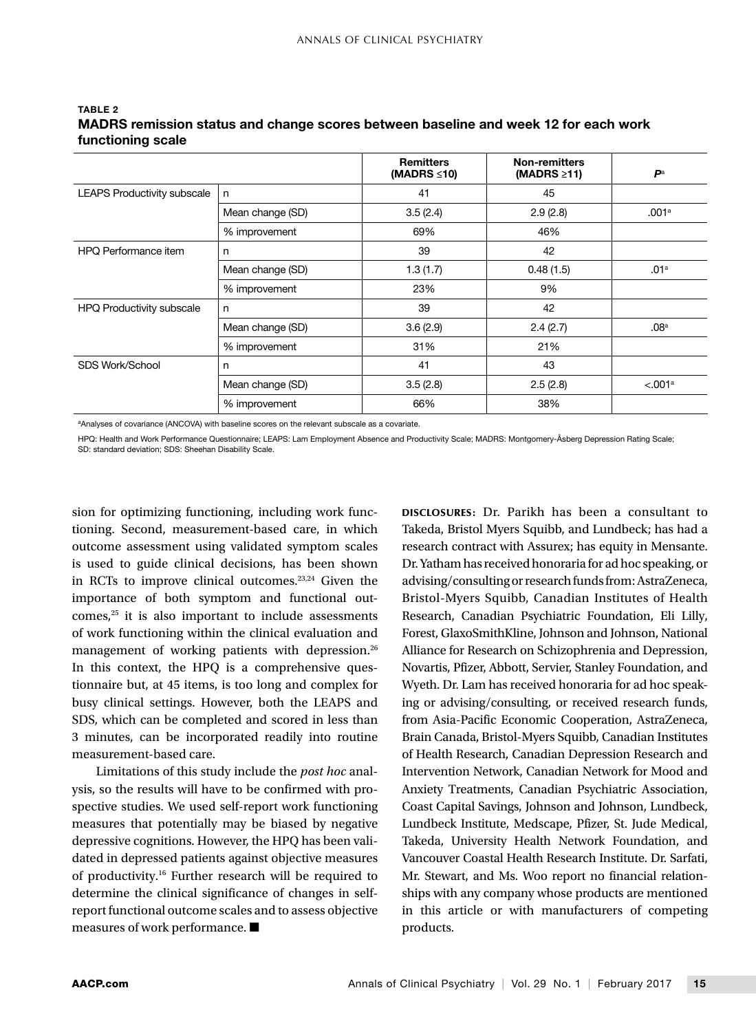**TABLE 2**
**MADRS remission status and change scores between baseline and week 12 for each work functioning scale**

| | | Remitters (MADRS ≤10) | Non-remitters (MADRS ≥11) | $P$[a] |
|---|---|---|---|---|
| LEAPS Productivity subscale | n | 41 | 45 | |
| | Mean change (SD) | 3.5 (2.4) | 2.9 (2.8) | .001[a] |
| | % improvement | 69% | 46% | |
| HPQ Performance item | n | 39 | 42 | |
| | Mean change (SD) | 1.3 (1.7) | 0.48 (1.5) | .01[a] |
| | % improvement | 23% | 9% | |
| HPQ Productivity subscale | n | 39 | 42 | |
| | Mean change (SD) | 3.6 (2.9) | 2.4 (2.7) | .08[a] |
| | % improvement | 31% | 21% | |
| SDS Work/School | n | 41 | 43 | |
| | Mean change (SD) | 3.5 (2.8) | 2.5 (2.8) | <.001[a] |
| | % improvement | 66% | 38% | |

[a]Analyses of covariance (ANCOVA) with baseline scores on the relevant subscale as a covariate.

HPQ: Health and Work Performance Questionnaire; LEAPS: Lam Employment Absence and Productivity Scale; MADRS: Montgomery-Åsberg Depression Rating Scale; SD: standard deviation; SDS: Sheehan Disability Scale.

sion for optimizing functioning, including work functioning. Second, measurement-based care, in which outcome assessment using validated symptom scales is used to guide clinical decisions, has been shown in RCTs to improve clinical outcomes.[23,24] Given the importance of both symptom and functional outcomes,[25] it is also important to include assessments of work functioning within the clinical evaluation and management of working patients with depression.[26] In this context, the HPQ is a comprehensive questionnaire but, at 45 items, is too long and complex for busy clinical settings. However, both the LEAPS and SDS, which can be completed and scored in less than 3 minutes, can be incorporated readily into routine measurement-based care.

Limitations of this study include the *post hoc* analysis, so the results will have to be confirmed with prospective studies. We used self-report work functioning measures that potentially may be biased by negative depressive cognitions. However, the HPQ has been validated in depressed patients against objective measures of productivity.[16] Further research will be required to determine the clinical significance of changes in self-report functional outcome scales and to assess objective measures of work performance. ■

**DISCLOSURES:** Dr. Parikh has been a consultant to Takeda, Bristol Myers Squibb, and Lundbeck; has had a research contract with Assurex; has equity in Mensante. Dr. Yatham has received honoraria for ad hoc speaking, or advising/consulting or research funds from: AstraZeneca, Bristol-Myers Squibb, Canadian Institutes of Health Research, Canadian Psychiatric Foundation, Eli Lilly, Forest, GlaxoSmithKline, Johnson and Johnson, National Alliance for Research on Schizophrenia and Depression, Novartis, Pfizer, Abbott, Servier, Stanley Foundation, and Wyeth. Dr. Lam has received honoraria for ad hoc speaking or advising/consulting, or received research funds, from Asia-Pacific Economic Cooperation, AstraZeneca, Brain Canada, Bristol-Myers Squibb, Canadian Institutes of Health Research, Canadian Depression Research and Intervention Network, Canadian Network for Mood and Anxiety Treatments, Canadian Psychiatric Association, Coast Capital Savings, Johnson and Johnson, Lundbeck, Lundbeck Institute, Medscape, Pfizer, St. Jude Medical, Takeda, University Health Network Foundation, and Vancouver Coastal Health Research Institute. Dr. Sarfati, Mr. Stewart, and Ms. Woo report no financial relationships with any company whose products are mentioned in this article or with manufacturers of competing products.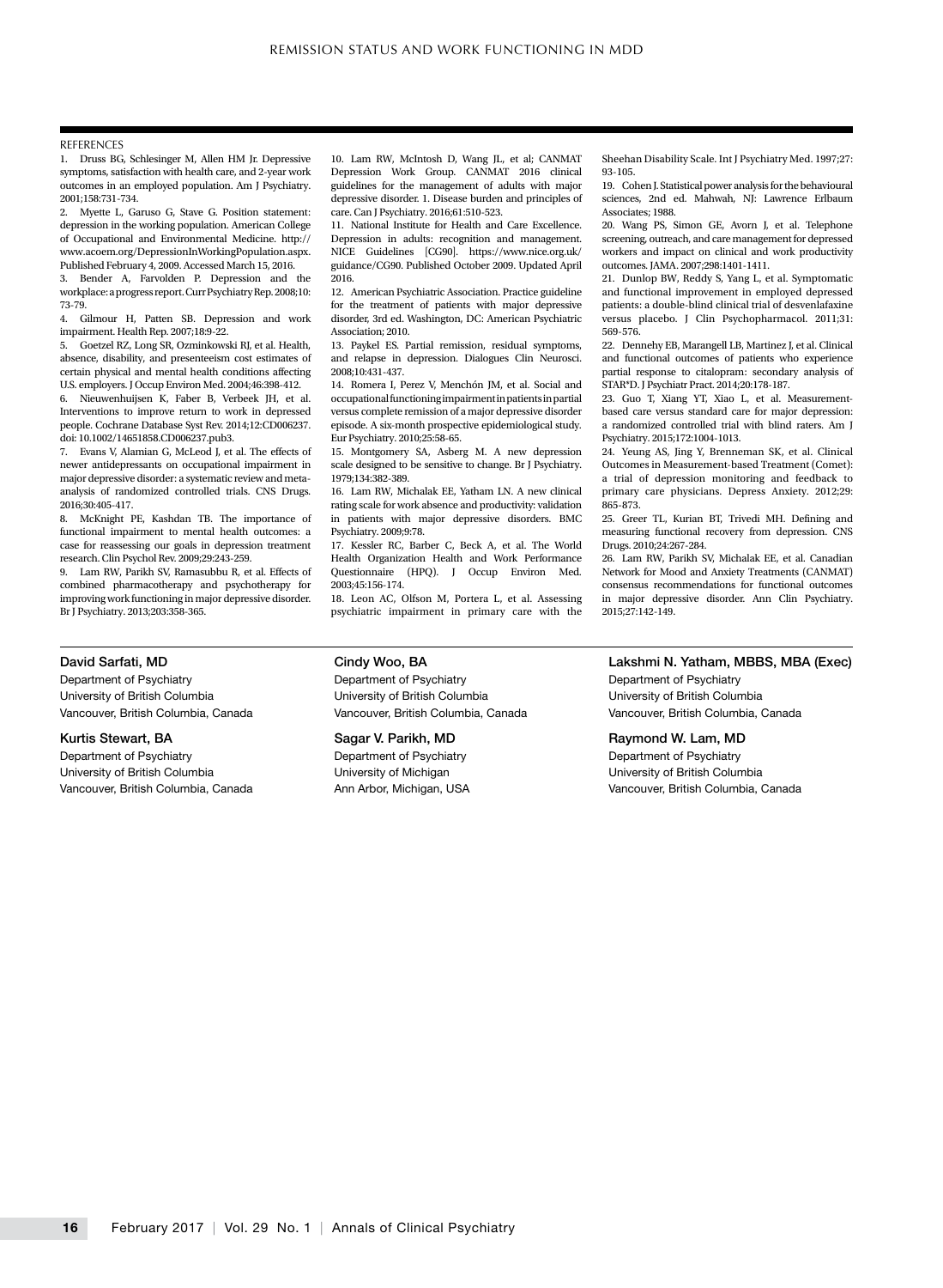## REFERENCES

1. Druss BG, Schlesinger M, Allen HM Jr. Depressive symptoms, satisfaction with health care, and 2-year work outcomes in an employed population. Am J Psychiatry. 2001;158:731-734.
2. Myette L, Garuso G, Stave G. Position statement: depression in the working population. American College of Occupational and Environmental Medicine. http://www.acoem.org/DepressionInWorkingPopulation.aspx. Published February 4, 2009. Accessed March 15, 2016.
3. Bender A, Farvolden P. Depression and the workplace: a progress report. Curr Psychiatry Rep. 2008;10:73-79.
4. Gilmour H, Patten SB. Depression and work impairment. Health Rep. 2007;18:9-22.
5. Goetzel RZ, Long SR, Ozminkowski RJ, et al. Health, absence, disability, and presenteeism cost estimates of certain physical and mental health conditions affecting U.S. employers. J Occup Environ Med. 2004;46:398-412.
6. Nieuwenhuijsen K, Faber B, Verbeek JH, et al. Interventions to improve return to work in depressed people. Cochrane Database Syst Rev. 2014;12:CD006237. doi: 10.1002/14651858.CD006237.pub3.
7. Evans V, Alamian G, McLeod J, et al. The effects of newer antidepressants on occupational impairment in major depressive disorder: a systematic review and meta-analysis of randomized controlled trials. CNS Drugs. 2016;30:405-417.
8. McKnight PE, Kashdan TB. The importance of functional impairment to mental health outcomes: a case for reassessing our goals in depression treatment research. Clin Psychol Rev. 2009;29:243-259.
9. Lam RW, Parikh SV, Ramasubbu R, et al. Effects of combined pharmacotherapy and psychotherapy for improving work functioning in major depressive disorder. Br J Psychiatry. 2013;203:358-365.
10. Lam RW, McIntosh D, Wang JL, et al; CANMAT Depression Work Group. CANMAT 2016 clinical guidelines for the management of adults with major depressive disorder. 1. Disease burden and principles of care. Can J Psychiatry. 2016;61:510-523.
11. National Institute for Health and Care Excellence. Depression in adults: recognition and management. NICE Guidelines [CG90]. https://www.nice.org.uk/guidance/CG90. Published October 2009. Updated April 2016.
12. American Psychiatric Association. Practice guideline for the treatment of patients with major depressive disorder, 3rd ed. Washington, DC: American Psychiatric Association; 2010.
13. Paykel ES. Partial remission, residual symptoms, and relapse in depression. Dialogues Clin Neurosci. 2008;10:431-437.
14. Romera I, Perez V, Menchón JM, et al. Social and occupational functioning impairment in patients in partial versus complete remission of a major depressive disorder episode. A six-month prospective epidemiological study. Eur Psychiatry. 2010;25:58-65.
15. Montgomery SA, Asberg M. A new depression scale designed to be sensitive to change. Br J Psychiatry. 1979;134:382-389.
16. Lam RW, Michalak EE, Yatham LN. A new clinical rating scale for work absence and productivity: validation in patients with major depressive disorders. BMC Psychiatry. 2009;9:78.
17. Kessler RC, Barber C, Beck A, et al. The World Health Organization Health and Work Performance Questionnaire (HPQ). J Occup Environ Med. 2003;45:156-174.
18. Leon AC, Olfson M, Portera L, et al. Assessing psychiatric impairment in primary care with the Sheehan Disability Scale. Int J Psychiatry Med. 1997;27:93-105.
19. Cohen J. Statistical power analysis for the behavioural sciences, 2nd ed. Mahwah, NJ: Lawrence Erlbaum Associates; 1988.
20. Wang PS, Simon GE, Avorn J, et al. Telephone screening, outreach, and care management for depressed workers and impact on clinical and work productivity outcomes. JAMA. 2007;298:1401-1411.
21. Dunlop BW, Reddy S, Yang L, et al. Symptomatic and functional improvement in employed depressed patients: a double-blind clinical trial of desvenlafaxine versus placebo. J Clin Psychopharmacol. 2011;31:569-576.
22. Dennehy EB, Marangell LB, Martinez J, et al. Clinical and functional outcomes of patients who experience partial response to citalopram: secondary analysis of STAR*D. J Psychiatr Pract. 2014;20:178-187.
23. Guo T, Xiang YT, Xiao L, et al. Measurement-based care versus standard care for major depression: a randomized controlled trial with blind raters. Am J Psychiatry. 2015;172:1004-1013.
24. Yeung AS, Jing Y, Brenneman SK, et al. Clinical Outcomes in Measurement-based Treatment (Comet): a trial of depression monitoring and feedback to primary care physicians. Depress Anxiety. 2012;29:865-873.
25. Greer TL, Kurian BT, Trivedi MH. Defining and measuring functional recovery from depression. CNS Drugs. 2010;24:267-284.
26. Lam RW, Parikh SV, Michalak EE, et al. Canadian Network for Mood and Anxiety Treatments (CANMAT) consensus recommendations for functional outcomes in major depressive disorder. Ann Clin Psychiatry. 2015;27:142-149.

---

**David Sarfati, MD**
Department of Psychiatry
University of British Columbia
Vancouver, British Columbia, Canada

**Kurtis Stewart, BA**
Department of Psychiatry
University of British Columbia
Vancouver, British Columbia, Canada

**Cindy Woo, BA**
Department of Psychiatry
University of British Columbia
Vancouver, British Columbia, Canada

**Sagar V. Parikh, MD**
Department of Psychiatry
University of Michigan
Ann Arbor, Michigan, USA

**Lakshmi N. Yatham, MBBS, MBA (Exec)**
Department of Psychiatry
University of British Columbia
Vancouver, British Columbia, Canada

**Raymond W. Lam, MD**
Department of Psychiatry
University of British Columbia
Vancouver, British Columbia, Canada